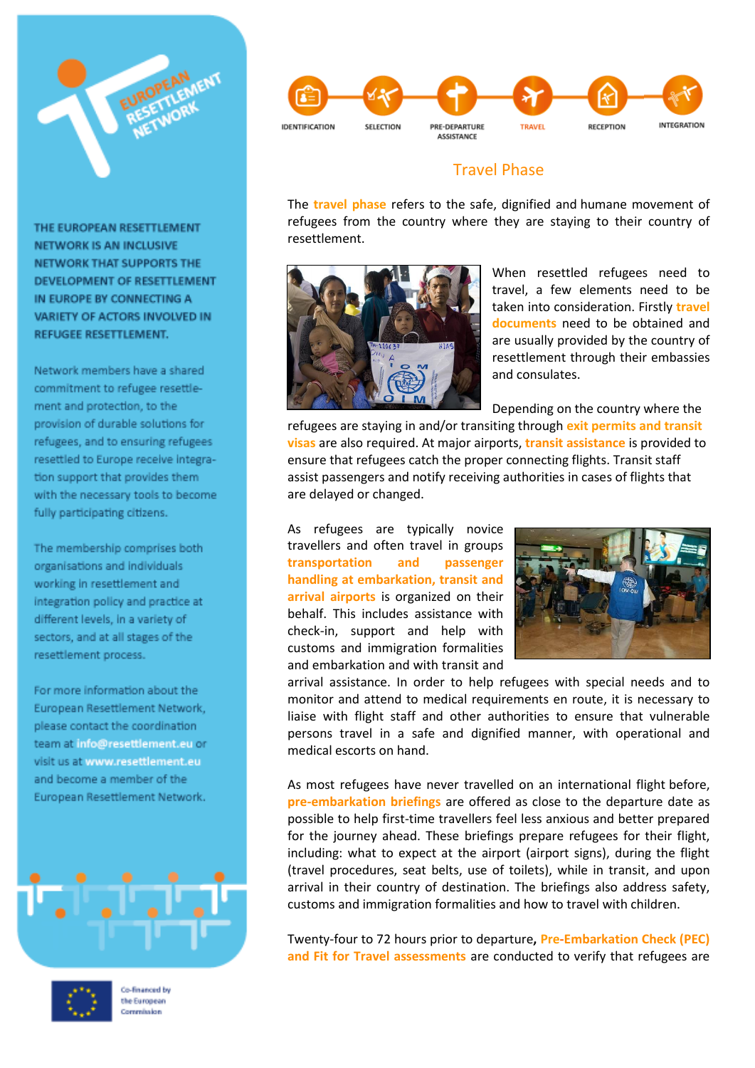IDENTIFICATION · SELECTION · PRE-DEPARTURE ASSISTANCE · TRAVEL · RECEPTION · INTEGRATION

## Travel Phase

The **travel phase** refers to the safe, dignified and humane movement of refugees from the country where they are staying to their country of resettlement.

When resettled refugees need to travel, a few elements need to be taken into consideration. Firstly **travel documents** need to be obtained and are usually provided by the country of resettlement through their embassies and consulates.

Depending on the country where the refugees are staying in and/or transiting through **exit permits and transit visas** are also required. At major airports, **transit assistance** is provided to ensure that refugees catch the proper connecting flights. Transit staff assist passengers and notify receiving authorities in cases of flights that are delayed or changed.

As refugees are typically novice travellers and often travel in groups **transportation and passenger handling at embarkation, transit and arrival airports** is organized on their behalf. This includes assistance with check-in, support and help with customs and immigration formalities and embarkation and with transit and arrival assistance. In order to help refugees with special needs and to monitor and attend to medical requirements en route, it is necessary to liaise with flight staff and other authorities to ensure that vulnerable persons travel in a safe and dignified manner, with operational and medical escorts on hand.

As most refugees have never travelled on an international flight before, **pre-embarkation briefings** are offered as close to the departure date as possible to help first-time travellers feel less anxious and better prepared for the journey ahead. These briefings prepare refugees for their flight, including: what to expect at the airport (airport signs), during the flight (travel procedures, seat belts, use of toilets), while in transit, and upon arrival in their country of destination. The briefings also address safety, customs and immigration formalities and how to travel with children.

Twenty-four to 72 hours prior to departure, **Pre-Embarkation Check (PEC) and Fit for Travel assessments** are conducted to verify that refugees are

EUROPEAN RESETTLEMENT NETWORK

**THE EUROPEAN RESETTLEMENT NETWORK IS AN INCLUSIVE NETWORK THAT SUPPORTS THE DEVELOPMENT OF RESETTLEMENT IN EUROPE BY CONNECTING A VARIETY OF ACTORS INVOLVED IN REFUGEE RESETTLEMENT.**

Network members have a shared commitment to refugee resettlement and protection, to the provision of durable solutions for refugees, and to ensuring refugees resettled to Europe receive integration support that provides them with the necessary tools to become fully participating citizens.

The membership comprises both organisations and individuals working in resettlement and integration policy and practice at different levels, in a variety of sectors, and at all stages of the resettlement process.

For more information about the European Resettlement Network, please contact the coordination team at **info@resettlement.eu** or visit us at **www.resettlement.eu** and become a member of the European Resettlement Network.

Co-financed by the European Commission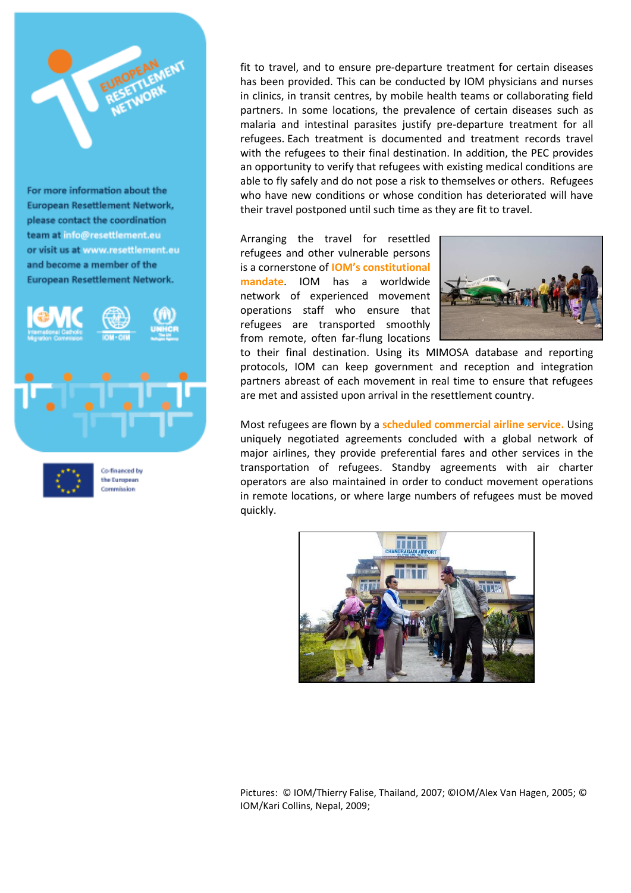For more information about the European Resettlement Network, please contact the coordination team at info@resettlement.eu or visit us at www.resettlement.eu and become a member of the European Resettlement Network.

Co-financed by the European Commission

fit to travel, and to ensure pre-departure treatment for certain diseases has been provided. This can be conducted by IOM physicians and nurses in clinics, in transit centres, by mobile health teams or collaborating field partners. In some locations, the prevalence of certain diseases such as malaria and intestinal parasites justify pre-departure treatment for all refugees. Each treatment is documented and treatment records travel with the refugees to their final destination. In addition, the PEC provides an opportunity to verify that refugees with existing medical conditions are able to fly safely and do not pose a risk to themselves or others. Refugees who have new conditions or whose condition has deteriorated will have their travel postponed until such time as they are fit to travel.

Arranging the travel for resettled refugees and other vulnerable persons is a cornerstone of **IOM's constitutional mandate**. IOM has a worldwide network of experienced movement operations staff who ensure that refugees are transported smoothly from remote, often far-flung locations to their final destination. Using its MIMOSA database and reporting protocols, IOM can keep government and reception and integration partners abreast of each movement in real time to ensure that refugees are met and assisted upon arrival in the resettlement country.

Most refugees are flown by a **scheduled commercial airline service.** Using uniquely negotiated agreements concluded with a global network of major airlines, they provide preferential fares and other services in the transportation of refugees. Standby agreements with air charter operators are also maintained in order to conduct movement operations in remote locations, or where large numbers of refugees must be moved quickly.

Pictures: © IOM/Thierry Falise, Thailand, 2007; ©IOM/Alex Van Hagen, 2005; © IOM/Kari Collins, Nepal, 2009;